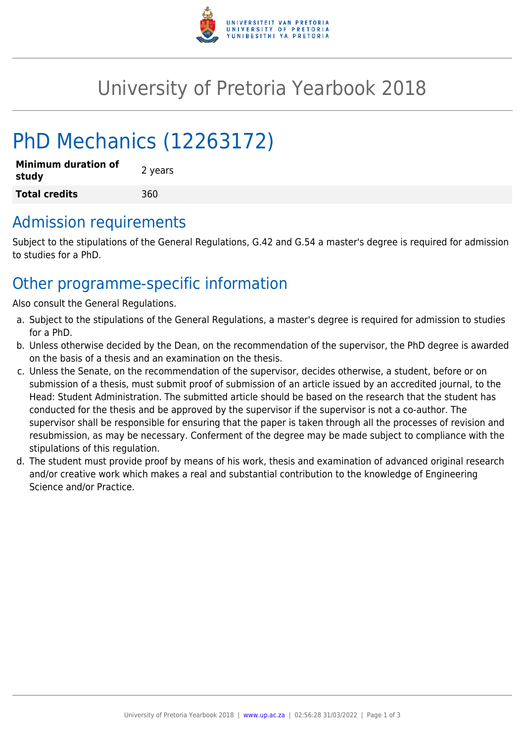# University of Pretoria Yearbook 2018

# PhD Mechanics (12263172)

| **Minimum duration of study** | 2 years |
| --- | --- |
| **Total credits** | 360 |

## Admission requirements

Subject to the stipulations of the General Regulations, G.42 and G.54 a master's degree is required for admission to studies for a PhD.

## Other programme-specific information

Also consult the General Regulations.

a. Subject to the stipulations of the General Regulations, a master's degree is required for admission to studies for a PhD.
b. Unless otherwise decided by the Dean, on the recommendation of the supervisor, the PhD degree is awarded on the basis of a thesis and an examination on the thesis.
c. Unless the Senate, on the recommendation of the supervisor, decides otherwise, a student, before or on submission of a thesis, must submit proof of submission of an article issued by an accredited journal, to the Head: Student Administration. The submitted article should be based on the research that the student has conducted for the thesis and be approved by the supervisor if the supervisor is not a co-author. The supervisor shall be responsible for ensuring that the paper is taken through all the processes of revision and resubmission, as may be necessary. Conferment of the degree may be made subject to compliance with the stipulations of this regulation.
d. The student must provide proof by means of his work, thesis and examination of advanced original research and/or creative work which makes a real and substantial contribution to the knowledge of Engineering Science and/or Practice.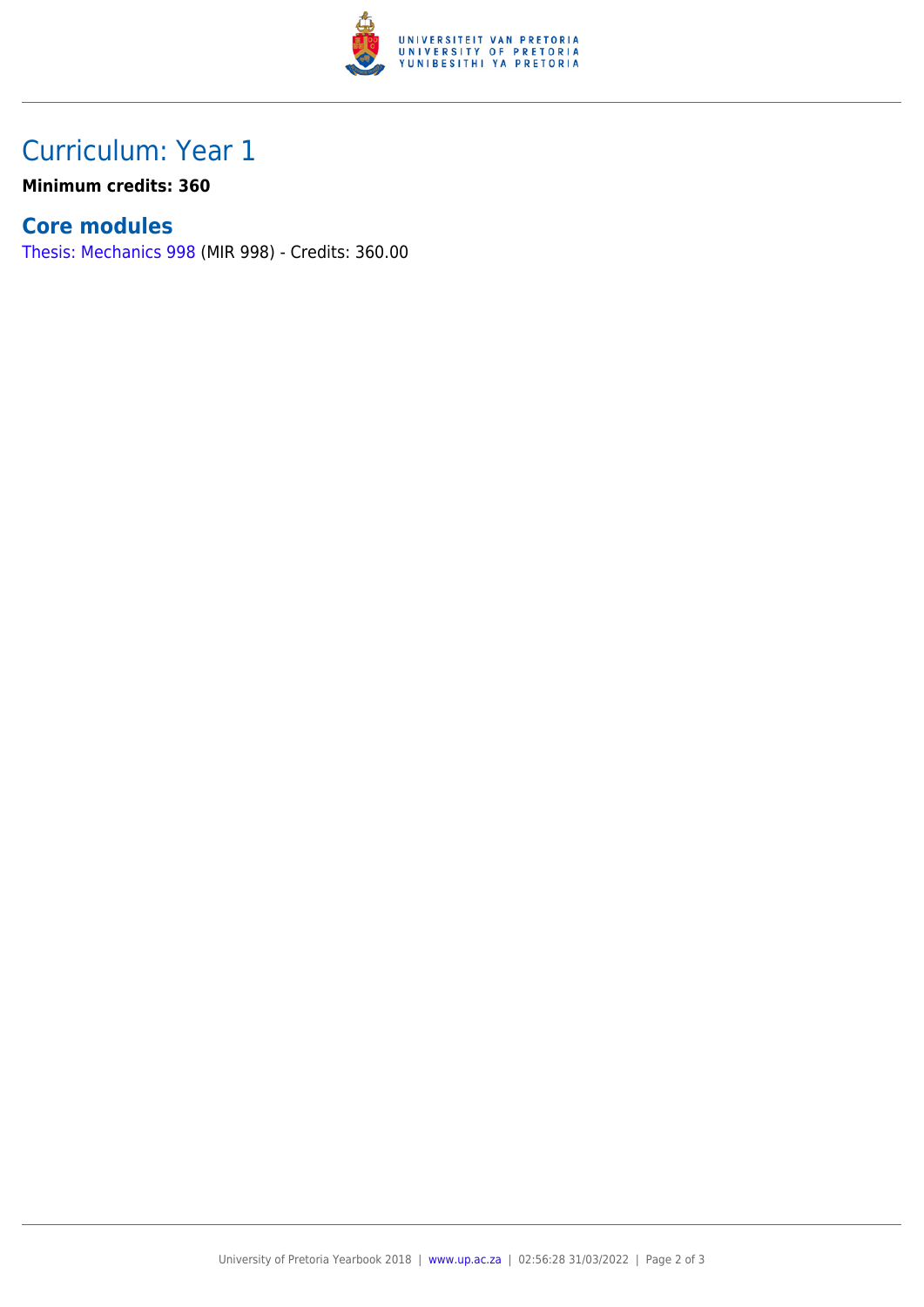## Curriculum: Year 1

**Minimum credits: 360**

### Core modules

Thesis: Mechanics 998 (MIR 998) - Credits: 360.00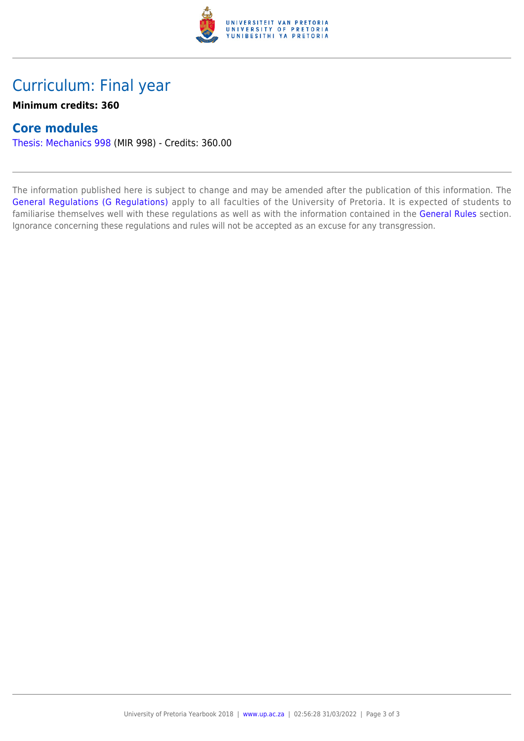## Curriculum: Final year

**Minimum credits: 360**

### Core modules

Thesis: Mechanics 998 (MIR 998) - Credits: 360.00

The information published here is subject to change and may be amended after the publication of this information. The General Regulations (G Regulations) apply to all faculties of the University of Pretoria. It is expected of students to familiarise themselves well with these regulations as well as with the information contained in the General Rules section. Ignorance concerning these regulations and rules will not be accepted as an excuse for any transgression.